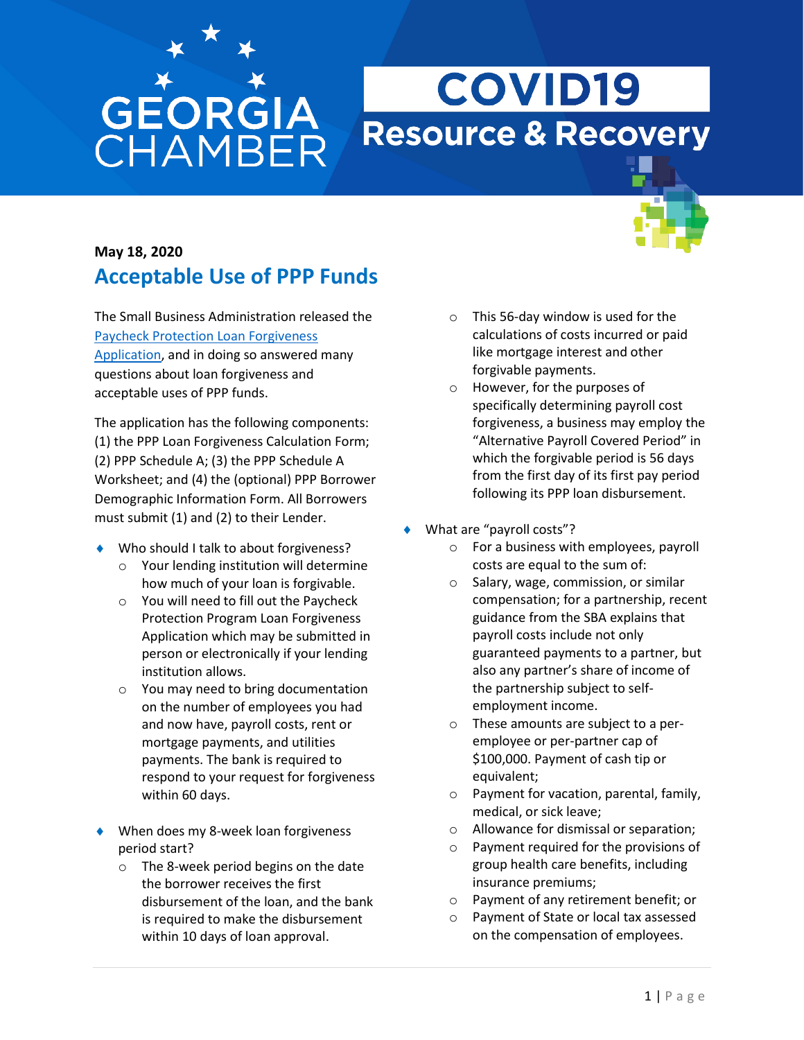# GEORGIA CHAMBER

# COVID19 Resource & Recovery

**May 18, 2020**

## Acceptable Use of PPP Funds

The Small Business Administration released the Paycheck Protection Loan Forgiveness Application, and in doing so answered many questions about loan forgiveness and acceptable uses of PPP funds.

The application has the following components: (1) the PPP Loan Forgiveness Calculation Form; (2) PPP Schedule A; (3) the PPP Schedule A Worksheet; and (4) the (optional) PPP Borrower Demographic Information Form. All Borrowers must submit (1) and (2) to their Lender.

- Who should I talk to about forgiveness?
  - Your lending institution will determine how much of your loan is forgivable.
  - You will need to fill out the Paycheck Protection Program Loan Forgiveness Application which may be submitted in person or electronically if your lending institution allows.
  - You may need to bring documentation on the number of employees you had and now have, payroll costs, rent or mortgage payments, and utilities payments. The bank is required to respond to your request for forgiveness within 60 days.

- When does my 8-week loan forgiveness period start?
  - The 8-week period begins on the date the borrower receives the first disbursement of the loan, and the bank is required to make the disbursement within 10 days of loan approval.
  - This 56-day window is used for the calculations of costs incurred or paid like mortgage interest and other forgivable payments.
  - However, for the purposes of specifically determining payroll cost forgiveness, a business may employ the "Alternative Payroll Covered Period" in which the forgivable period is 56 days from the first day of its first pay period following its PPP loan disbursement.

- What are "payroll costs"?
  - For a business with employees, payroll costs are equal to the sum of:
  - Salary, wage, commission, or similar compensation; for a partnership, recent guidance from the SBA explains that payroll costs include not only guaranteed payments to a partner, but also any partner's share of income of the partnership subject to self-employment income.
  - These amounts are subject to a per-employee or per-partner cap of $100,000. Payment of cash tip or equivalent;
  - Payment for vacation, parental, family, medical, or sick leave;
  - Allowance for dismissal or separation;
  - Payment required for the provisions of group health care benefits, including insurance premiums;
  - Payment of any retirement benefit; or
  - Payment of State or local tax assessed on the compensation of employees.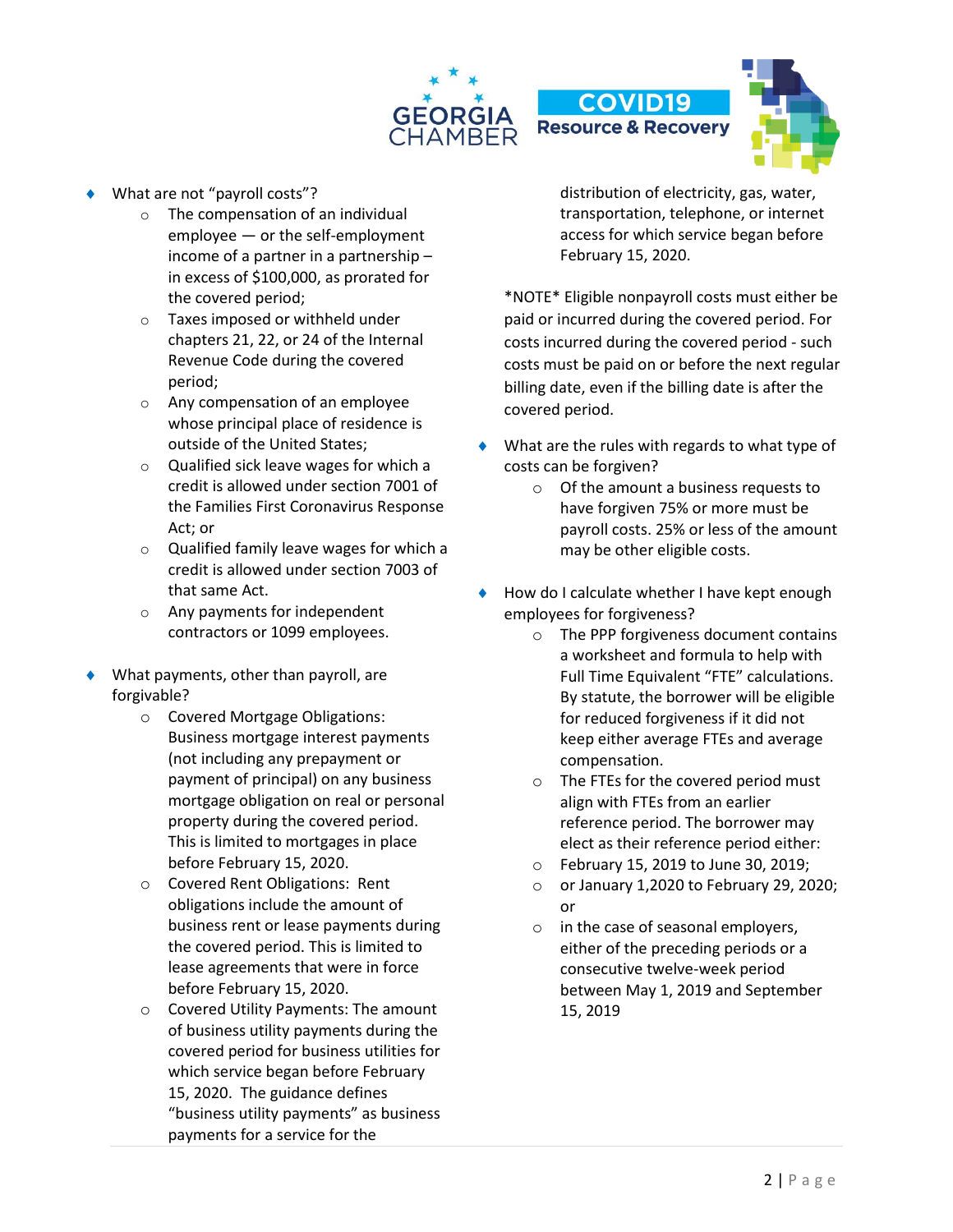- What are not "payroll costs"?
  - The compensation of an individual employee — or the self-employment income of a partner in a partnership – in excess of $100,000, as prorated for the covered period;
  - Taxes imposed or withheld under chapters 21, 22, or 24 of the Internal Revenue Code during the covered period;
  - Any compensation of an employee whose principal place of residence is outside of the United States;
  - Qualified sick leave wages for which a credit is allowed under section 7001 of the Families First Coronavirus Response Act; or
  - Qualified family leave wages for which a credit is allowed under section 7003 of that same Act.
  - Any payments for independent contractors or 1099 employees.

- What payments, other than payroll, are forgivable?
  - Covered Mortgage Obligations: Business mortgage interest payments (not including any prepayment or payment of principal) on any business mortgage obligation on real or personal property during the covered period. This is limited to mortgages in place before February 15, 2020.
  - Covered Rent Obligations: Rent obligations include the amount of business rent or lease payments during the covered period. This is limited to lease agreements that were in force before February 15, 2020.
  - Covered Utility Payments: The amount of business utility payments during the covered period for business utilities for which service began before February 15, 2020. The guidance defines "business utility payments" as business payments for a service for the distribution of electricity, gas, water, transportation, telephone, or internet access for which service began before February 15, 2020.

  *NOTE* Eligible nonpayroll costs must either be paid or incurred during the covered period. For costs incurred during the covered period - such costs must be paid on or before the next regular billing date, even if the billing date is after the covered period.

- What are the rules with regards to what type of costs can be forgiven?
  - Of the amount a business requests to have forgiven 75% or more must be payroll costs. 25% or less of the amount may be other eligible costs.

- How do I calculate whether I have kept enough employees for forgiveness?
  - The PPP forgiveness document contains a worksheet and formula to help with Full Time Equivalent "FTE" calculations. By statute, the borrower will be eligible for reduced forgiveness if it did not keep either average FTEs and average compensation.
  - The FTEs for the covered period must align with FTEs from an earlier reference period. The borrower may elect as their reference period either:
  - February 15, 2019 to June 30, 2019;
  - or January 1,2020 to February 29, 2020; or
  - in the case of seasonal employers, either of the preceding periods or a consecutive twelve-week period between May 1, 2019 and September 15, 2019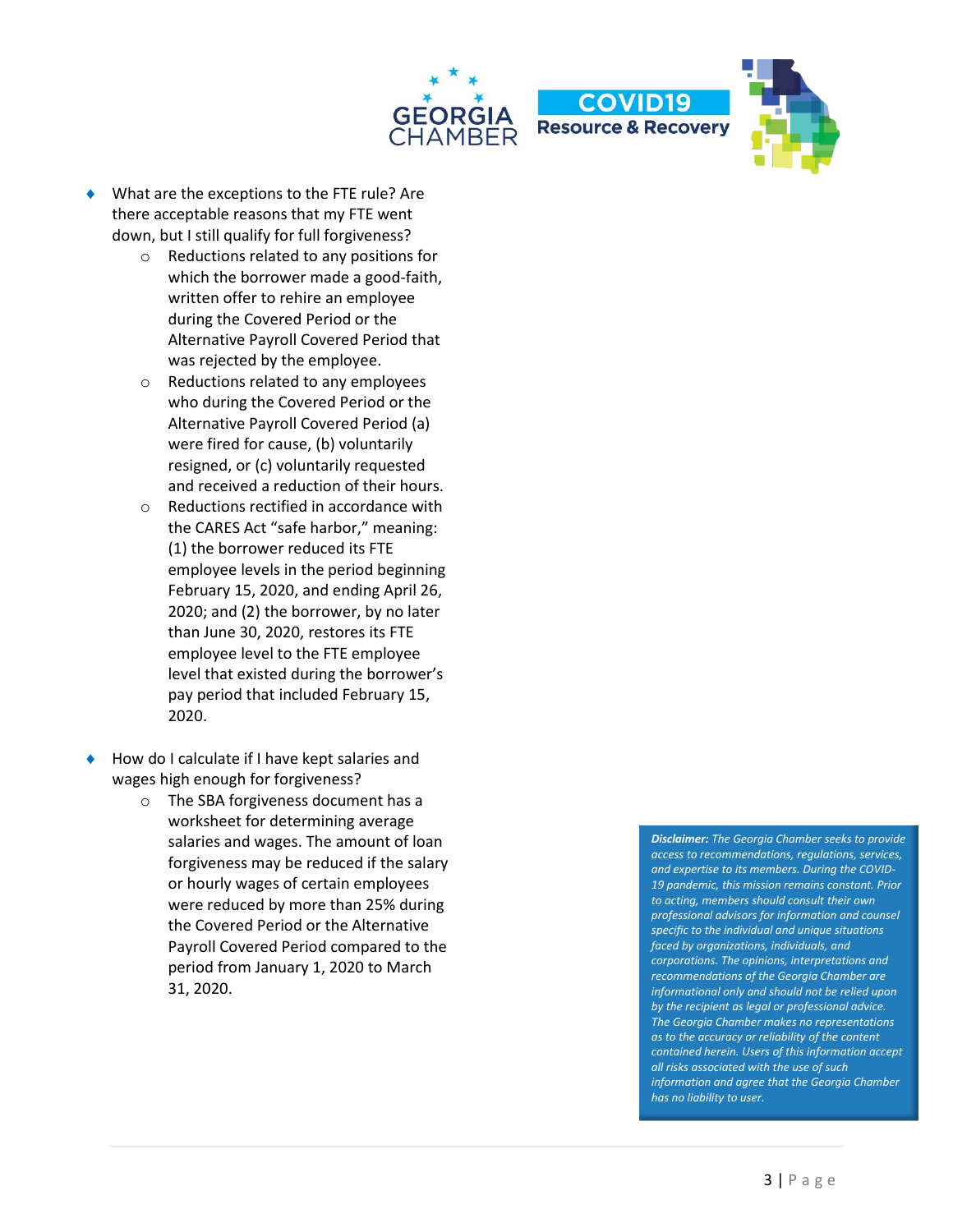- What are the exceptions to the FTE rule? Are there acceptable reasons that my FTE went down, but I still qualify for full forgiveness?
  - Reductions related to any positions for which the borrower made a good-faith, written offer to rehire an employee during the Covered Period or the Alternative Payroll Covered Period that was rejected by the employee.
  - Reductions related to any employees who during the Covered Period or the Alternative Payroll Covered Period (a) were fired for cause, (b) voluntarily resigned, or (c) voluntarily requested and received a reduction of their hours.
  - Reductions rectified in accordance with the CARES Act "safe harbor," meaning: (1) the borrower reduced its FTE employee levels in the period beginning February 15, 2020, and ending April 26, 2020; and (2) the borrower, by no later than June 30, 2020, restores its FTE employee level to the FTE employee level that existed during the borrower's pay period that included February 15, 2020.

- How do I calculate if I have kept salaries and wages high enough for forgiveness?
  - The SBA forgiveness document has a worksheet for determining average salaries and wages. The amount of loan forgiveness may be reduced if the salary or hourly wages of certain employees were reduced by more than 25% during the Covered Period or the Alternative Payroll Covered Period compared to the period from January 1, 2020 to March 31, 2020.

***Disclaimer:*** *The Georgia Chamber seeks to provide access to recommendations, regulations, services, and expertise to its members. During the COVID-19 pandemic, this mission remains constant. Prior to acting, members should consult their own professional advisors for information and counsel specific to the individual and unique situations faced by organizations, individuals, and corporations. The opinions, interpretations and recommendations of the Georgia Chamber are informational only and should not be relied upon by the recipient as legal or professional advice. The Georgia Chamber makes no representations as to the accuracy or reliability of the content contained herein. Users of this information accept all risks associated with the use of such information and agree that the Georgia Chamber has no liability to user.*